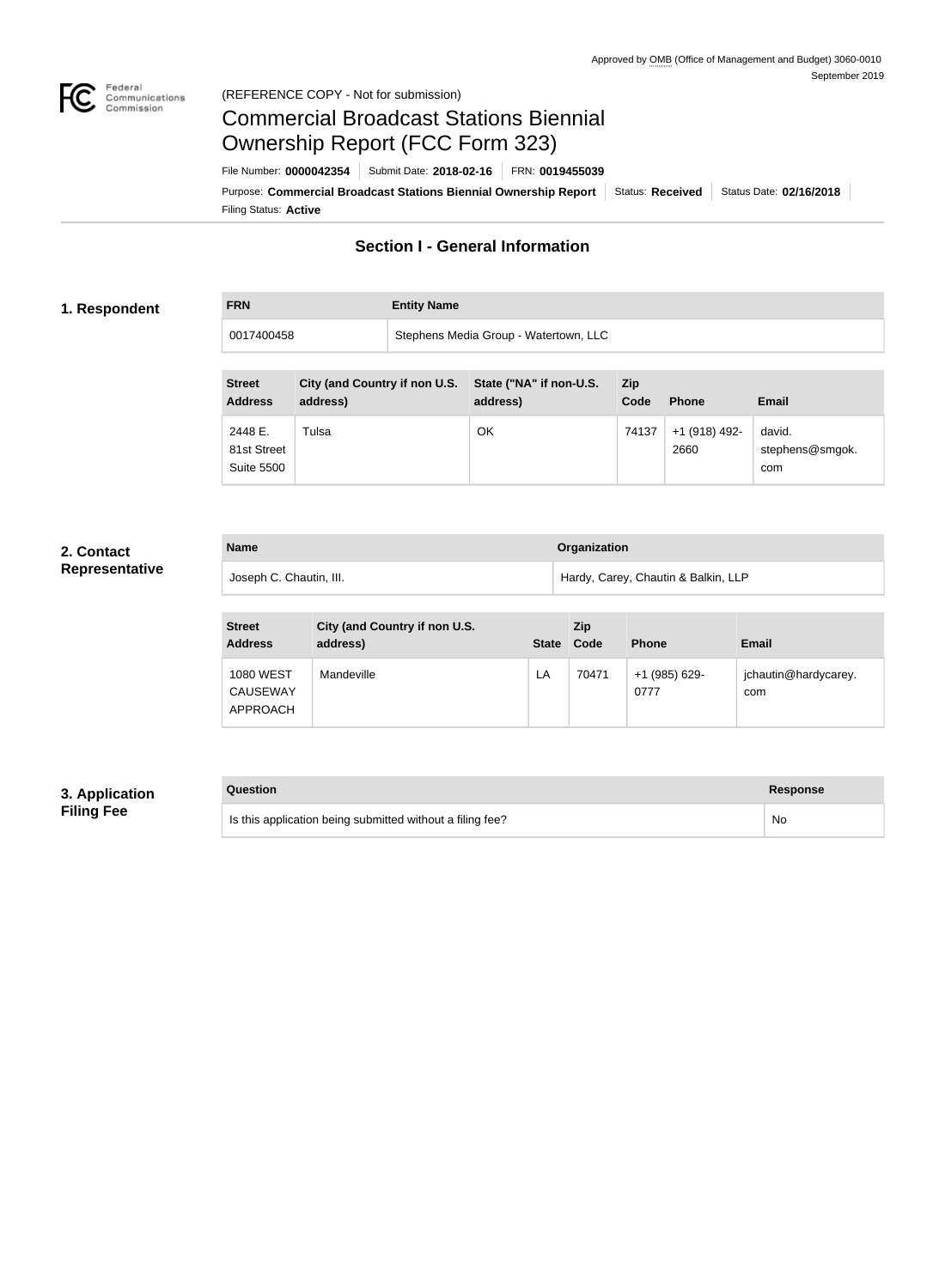Approved by OMB (Office of Management and Budget) 3060-0010
September 2019

(REFERENCE COPY - Not for submission)

# Commercial Broadcast Stations Biennial Ownership Report (FCC Form 323)

File Number: **0000042354** | Submit Date: **2018-02-16** | FRN: **0019455039**

Purpose: **Commercial Broadcast Stations Biennial Ownership Report** | Status: **Received** | Status Date: **02/16/2018**

Filing Status: **Active**

## Section I - General Information

### 1. Respondent

| FRN | Entity Name |
| --- | --- |
| 0017400458 | Stephens Media Group - Watertown, LLC |

| Street Address | City (and Country if non U.S. address) | State ("NA" if non-U.S. address) | Zip Code | Phone | Email |
| --- | --- | --- | --- | --- | --- |
| 2448 E. 81st Street Suite 5500 | Tulsa | OK | 74137 | +1 (918) 492-2660 | david.stephens@smgok.com |

### 2. Contact Representative

| Name | Organization |
| --- | --- |
| Joseph C. Chautin, III. | Hardy, Carey, Chautin & Balkin, LLP |

| Street Address | City (and Country if non U.S. address) | State | Zip Code | Phone | Email |
| --- | --- | --- | --- | --- | --- |
| 1080 WEST CAUSEWAY APPROACH | Mandeville | LA | 70471 | +1 (985) 629-0777 | jchautin@hardycarey.com |

### 3. Application Filing Fee

| Question | Response |
| --- | --- |
| Is this application being submitted without a filing fee? | No |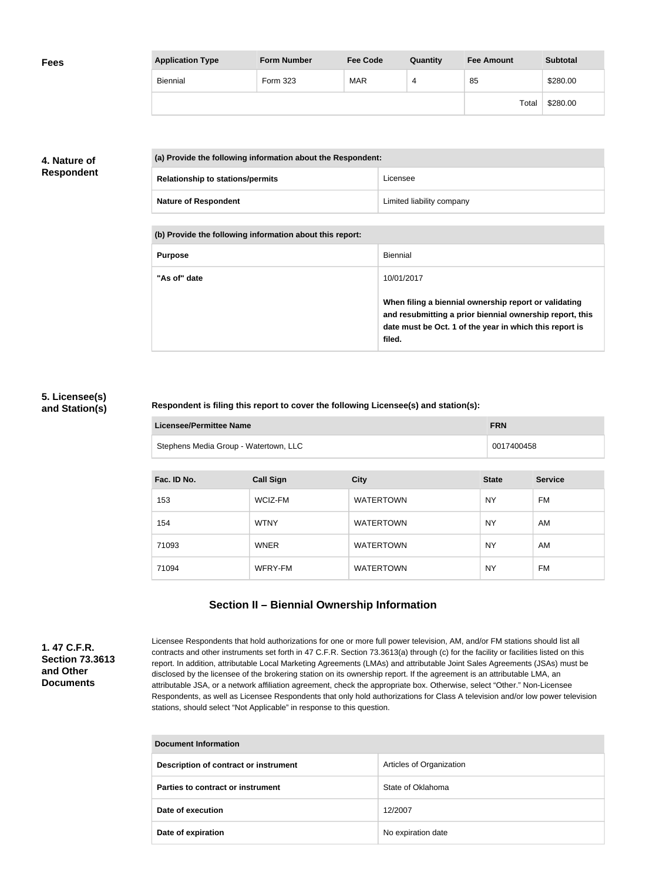**Fees**

| Application Type | Form Number | Fee Code | Quantity | Fee Amount | Subtotal |
|---|---|---|---|---|---|
| Biennial | Form 323 | MAR | 4 | 85 | $280.00 |
| | | | | Total | $280.00 |

**4. Nature of Respondent**

| (a) Provide the following information about the Respondent: | |
|---|---|
| **Relationship to stations/permits** | Licensee |
| **Nature of Respondent** | Limited liability company |

| (b) Provide the following information about this report: | |
|---|---|
| **Purpose** | Biennial |
| **"As of" date** | 10/01/2017<br><br>**When filing a biennial ownership report or validating and resubmitting a prior biennial ownership report, this date must be Oct. 1 of the year in which this report is filed.** |

**5. Licensee(s) and Station(s)**

**Respondent is filing this report to cover the following Licensee(s) and station(s):**

| Licensee/Permittee Name | FRN |
|---|---|
| Stephens Media Group - Watertown, LLC | 0017400458 |

| Fac. ID No. | Call Sign | City | State | Service |
|---|---|---|---|---|
| 153 | WCIZ-FM | WATERTOWN | NY | FM |
| 154 | WTNY | WATERTOWN | NY | AM |
| 71093 | WNER | WATERTOWN | NY | AM |
| 71094 | WFRY-FM | WATERTOWN | NY | FM |

## Section II – Biennial Ownership Information

**1. 47 C.F.R. Section 73.3613 and Other Documents**

Licensee Respondents that hold authorizations for one or more full power television, AM, and/or FM stations should list all contracts and other instruments set forth in 47 C.F.R. Section 73.3613(a) through (c) for the facility or facilities listed on this report. In addition, attributable Local Marketing Agreements (LMAs) and attributable Joint Sales Agreements (JSAs) must be disclosed by the licensee of the brokering station on its ownership report. If the agreement is an attributable LMA, an attributable JSA, or a network affiliation agreement, check the appropriate box. Otherwise, select "Other." Non-Licensee Respondents, as well as Licensee Respondents that only hold authorizations for Class A television and/or low power television stations, should select "Not Applicable" in response to this question.

| Document Information | |
|---|---|
| **Description of contract or instrument** | Articles of Organization |
| **Parties to contract or instrument** | State of Oklahoma |
| **Date of execution** | 12/2007 |
| **Date of expiration** | No expiration date |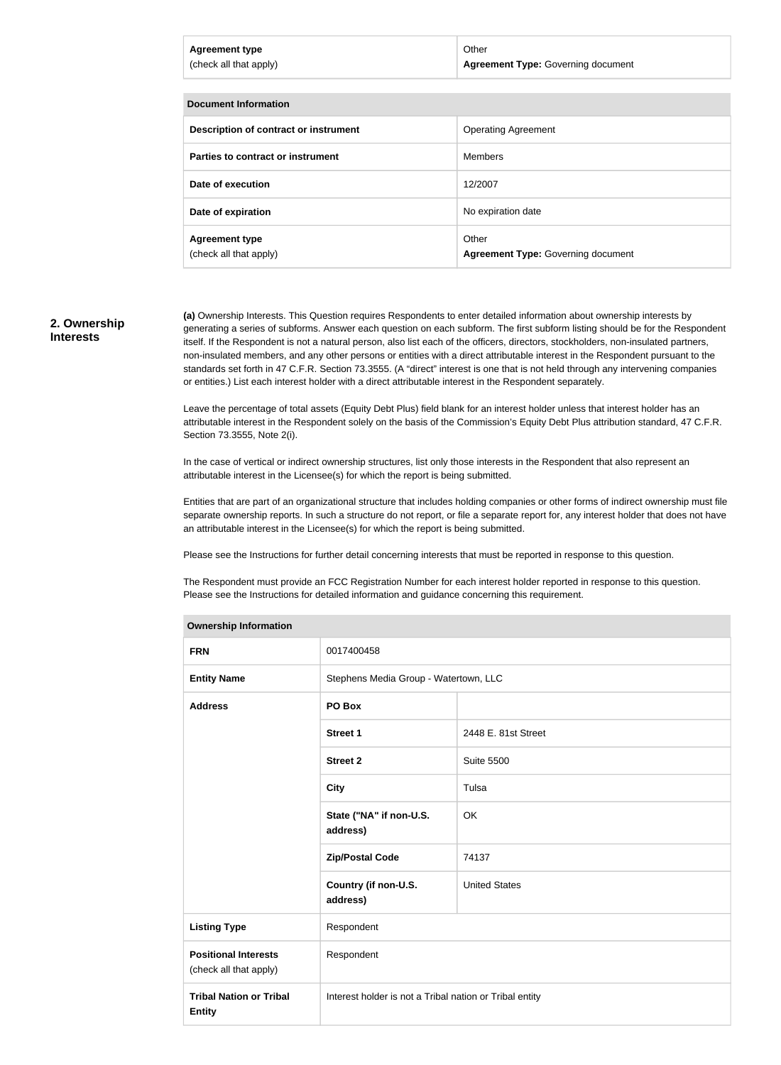| Agreement type (check all that apply) | Other **Agreement Type:** Governing document |
|---|---|

| Document Information | |
|---|---|
| **Description of contract or instrument** | Operating Agreement |
| **Parties to contract or instrument** | Members |
| **Date of execution** | 12/2007 |
| **Date of expiration** | No expiration date |
| **Agreement type** (check all that apply) | Other **Agreement Type:** Governing document |

## 2. Ownership Interests

**(a)** Ownership Interests. This Question requires Respondents to enter detailed information about ownership interests by generating a series of subforms. Answer each question on each subform. The first subform listing should be for the Respondent itself. If the Respondent is not a natural person, also list each of the officers, directors, stockholders, non-insulated partners, non-insulated members, and any other persons or entities with a direct attributable interest in the Respondent pursuant to the standards set forth in 47 C.F.R. Section 73.3555. (A "direct" interest is one that is not held through any intervening companies or entities.) List each interest holder with a direct attributable interest in the Respondent separately.

Leave the percentage of total assets (Equity Debt Plus) field blank for an interest holder unless that interest holder has an attributable interest in the Respondent solely on the basis of the Commission's Equity Debt Plus attribution standard, 47 C.F.R. Section 73.3555, Note 2(i).

In the case of vertical or indirect ownership structures, list only those interests in the Respondent that also represent an attributable interest in the Licensee(s) for which the report is being submitted.

Entities that are part of an organizational structure that includes holding companies or other forms of indirect ownership must file separate ownership reports. In such a structure do not report, or file a separate report for, any interest holder that does not have an attributable interest in the Licensee(s) for which the report is being submitted.

Please see the Instructions for further detail concerning interests that must be reported in response to this question.

The Respondent must provide an FCC Registration Number for each interest holder reported in response to this question. Please see the Instructions for detailed information and guidance concerning this requirement.

| Ownership Information | | |
|---|---|---|
| **FRN** | 0017400458 | |
| **Entity Name** | Stephens Media Group - Watertown, LLC | |
| **Address** | **PO Box** | |
| | **Street 1** | 2448 E. 81st Street |
| | **Street 2** | Suite 5500 |
| | **City** | Tulsa |
| | **State ("NA" if non-U.S. address)** | OK |
| | **Zip/Postal Code** | 74137 |
| | **Country (if non-U.S. address)** | United States |
| **Listing Type** | Respondent | |
| **Positional Interests** (check all that apply) | Respondent | |
| **Tribal Nation or Tribal Entity** | Interest holder is not a Tribal nation or Tribal entity | |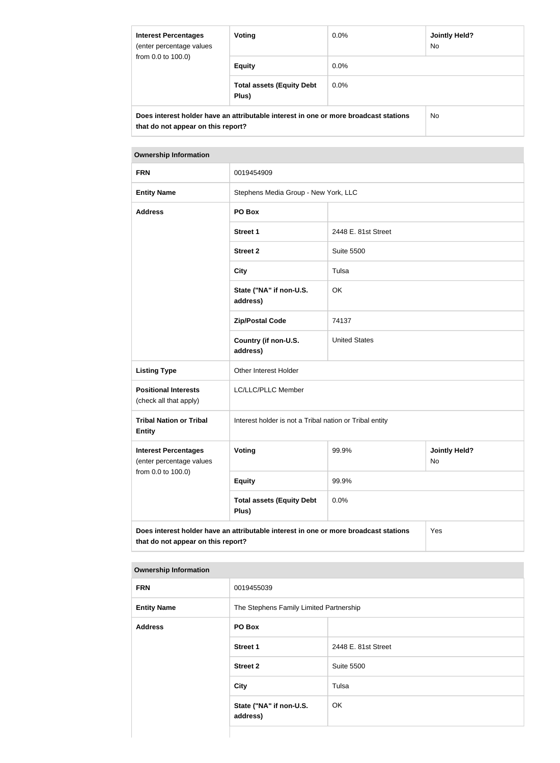| Interest Percentages (enter percentage values from 0.0 to 100.0) | Voting | 0.0% | Jointly Held? No |
| --- | --- | --- | --- |
| | Equity | 0.0% | |
| | Total assets (Equity Debt Plus) | 0.0% | |
| Does interest holder have an attributable interest in one or more broadcast stations that do not appear on this report? | | | No |

| Ownership Information | | | |
| --- | --- | --- | --- |
| FRN | 0019454909 | | |
| Entity Name | Stephens Media Group - New York, LLC | | |
| Address | PO Box | | |
| | Street 1 | 2448 E. 81st Street | |
| | Street 2 | Suite 5500 | |
| | City | Tulsa | |
| | State ("NA" if non-U.S. address) | OK | |
| | Zip/Postal Code | 74137 | |
| | Country (if non-U.S. address) | United States | |
| Listing Type | Other Interest Holder | | |
| Positional Interests (check all that apply) | LC/LLC/PLLC Member | | |
| Tribal Nation or Tribal Entity | Interest holder is not a Tribal nation or Tribal entity | | |
| Interest Percentages (enter percentage values from 0.0 to 100.0) | Voting | 99.9% | Jointly Held? No |
| | Equity | 99.9% | |
| | Total assets (Equity Debt Plus) | 0.0% | |
| Does interest holder have an attributable interest in one or more broadcast stations that do not appear on this report? | | | Yes |

| Ownership Information | | |
| --- | --- | --- |
| FRN | 0019455039 | |
| Entity Name | The Stephens Family Limited Partnership | |
| Address | PO Box | |
| | Street 1 | 2448 E. 81st Street |
| | Street 2 | Suite 5500 |
| | City | Tulsa |
| | State ("NA" if non-U.S. address) | OK |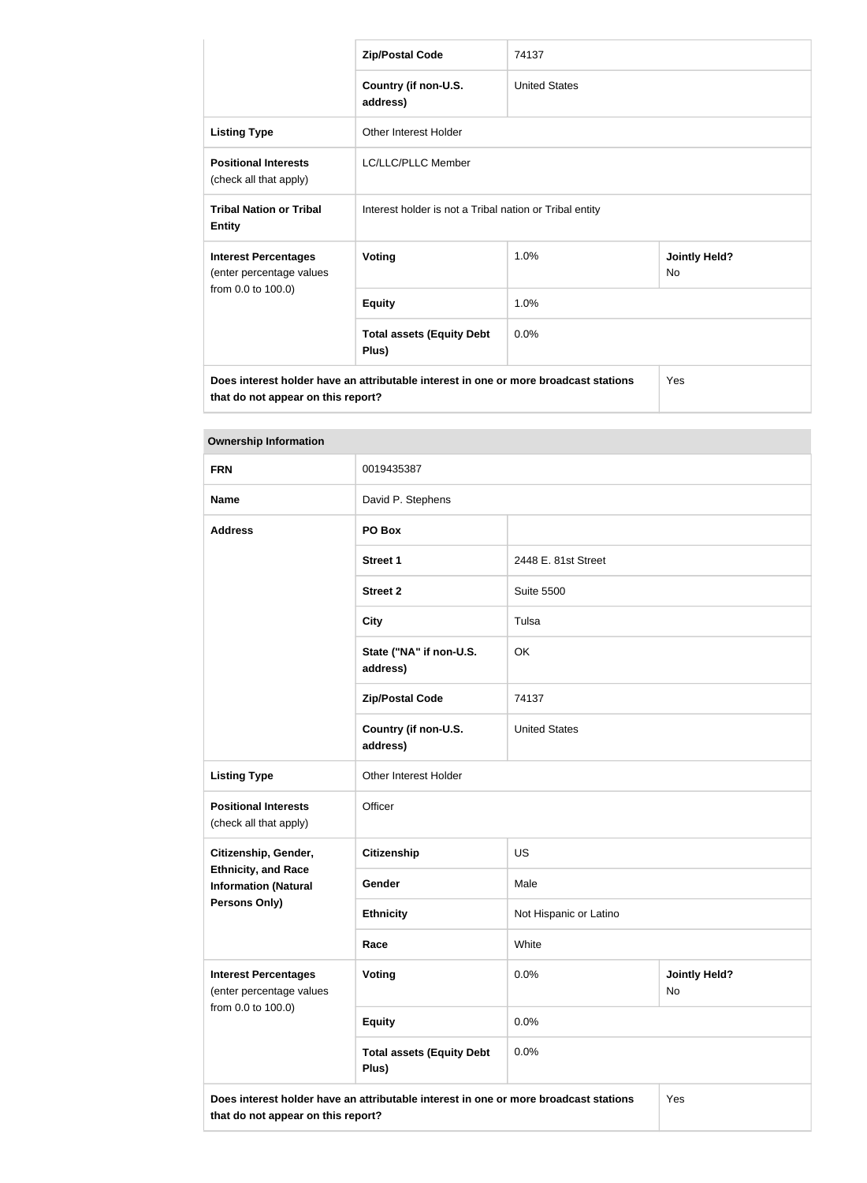| | | | |
|---|---|---|---|
| | **Zip/Postal Code** | 74137 | |
| | **Country (if non-U.S. address)** | United States | |
| **Listing Type** | Other Interest Holder | | |
| **Positional Interests** (check all that apply) | LC/LLC/PLLC Member | | |
| **Tribal Nation or Tribal Entity** | Interest holder is not a Tribal nation or Tribal entity | | |
| **Interest Percentages** (enter percentage values from 0.0 to 100.0) | **Voting** | 1.0% | **Jointly Held?** No |
| | **Equity** | 1.0% | |
| | **Total assets (Equity Debt Plus)** | 0.0% | |
| **Does interest holder have an attributable interest in one or more broadcast stations that do not appear on this report?** | | | Yes |

| **Ownership Information** | | | |
|---|---|---|---|
| **FRN** | 0019435387 | | |
| **Name** | David P. Stephens | | |
| **Address** | **PO Box** | | |
| | **Street 1** | 2448 E. 81st Street | |
| | **Street 2** | Suite 5500 | |
| | **City** | Tulsa | |
| | **State ("NA" if non-U.S. address)** | OK | |
| | **Zip/Postal Code** | 74137 | |
| | **Country (if non-U.S. address)** | United States | |
| **Listing Type** | Other Interest Holder | | |
| **Positional Interests** (check all that apply) | Officer | | |
| **Citizenship, Gender, Ethnicity, and Race Information (Natural Persons Only)** | **Citizenship** | US | |
| | **Gender** | Male | |
| | **Ethnicity** | Not Hispanic or Latino | |
| | **Race** | White | |
| **Interest Percentages** (enter percentage values from 0.0 to 100.0) | **Voting** | 0.0% | **Jointly Held?** No |
| | **Equity** | 0.0% | |
| | **Total assets (Equity Debt Plus)** | 0.0% | |
| **Does interest holder have an attributable interest in one or more broadcast stations that do not appear on this report?** | | | Yes |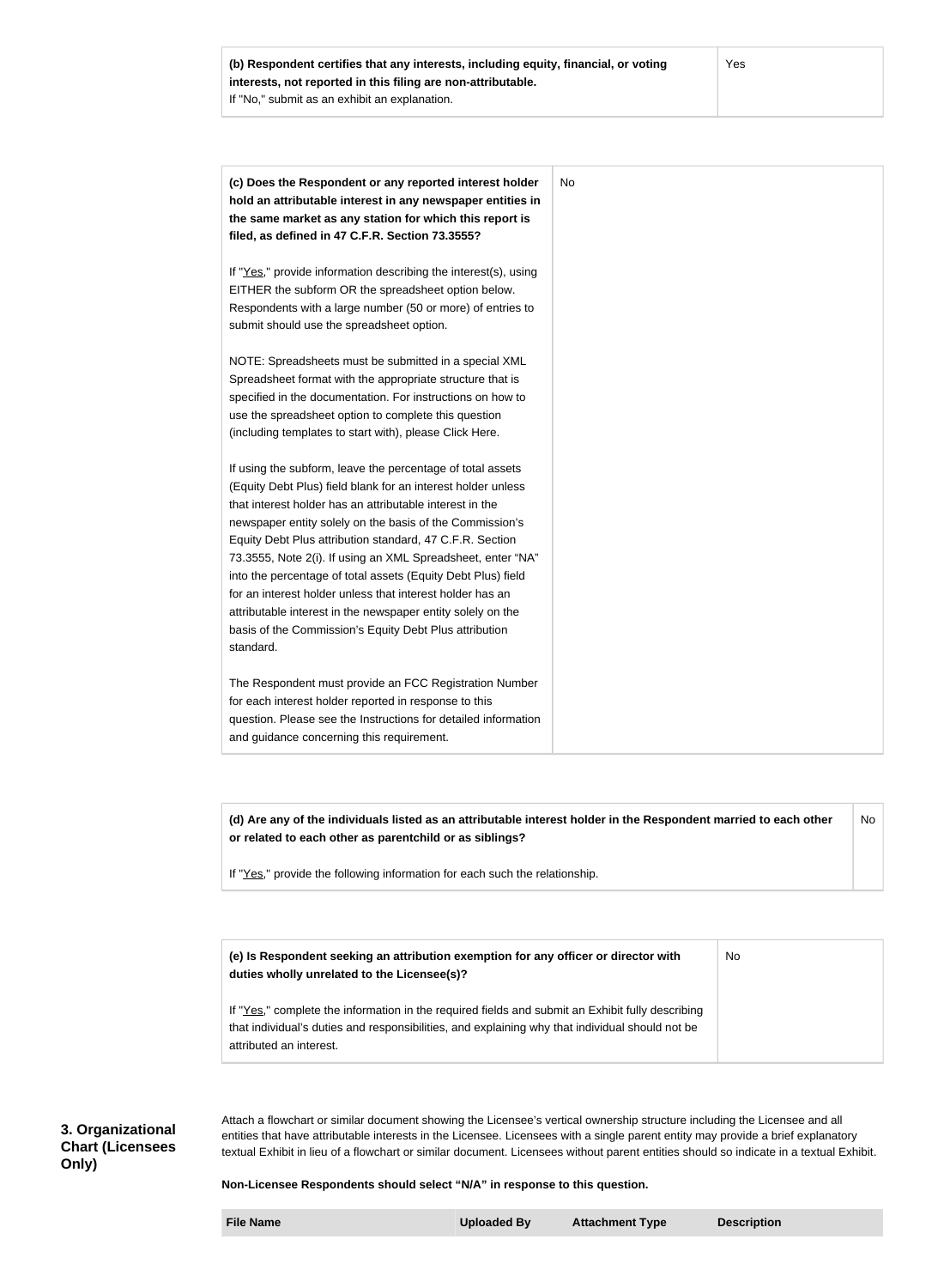| **(b) Respondent certifies that any interests, including equity, financial, or voting interests, not reported in this filing are non-attributable.**<br>If "No," submit as an exhibit an explanation. | Yes |
| --- | --- |

| **(c) Does the Respondent or any reported interest holder hold an attributable interest in any newspaper entities in the same market as any station for which this report is filed, as defined in 47 C.F.R. Section 73.3555?**<br><br>If "Yes," provide information describing the interest(s), using EITHER the subform OR the spreadsheet option below. Respondents with a large number (50 or more) of entries to submit should use the spreadsheet option.<br><br>NOTE: Spreadsheets must be submitted in a special XML Spreadsheet format with the appropriate structure that is specified in the documentation. For instructions on how to use the spreadsheet option to complete this question (including templates to start with), please Click Here.<br><br>If using the subform, leave the percentage of total assets (Equity Debt Plus) field blank for an interest holder unless that interest holder has an attributable interest in the newspaper entity solely on the basis of the Commission's Equity Debt Plus attribution standard, 47 C.F.R. Section 73.3555, Note 2(i). If using an XML Spreadsheet, enter "NA" into the percentage of total assets (Equity Debt Plus) field for an interest holder unless that interest holder has an attributable interest in the newspaper entity solely on the basis of the Commission's Equity Debt Plus attribution standard.<br><br>The Respondent must provide an FCC Registration Number for each interest holder reported in response to this question. Please see the Instructions for detailed information and guidance concerning this requirement. | No |
| --- | --- |

| **(d) Are any of the individuals listed as an attributable interest holder in the Respondent married to each other or related to each other as parentchild or as siblings?**<br><br>If "Yes," provide the following information for each such the relationship. | No |
| --- | --- |

| **(e) Is Respondent seeking an attribution exemption for any officer or director with duties wholly unrelated to the Licensee(s)?**<br><br>If "Yes," complete the information in the required fields and submit an Exhibit fully describing that individual's duties and responsibilities, and explaining why that individual should not be attributed an interest. | No |
| --- | --- |

**3. Organizational Chart (Licensees Only)**

Attach a flowchart or similar document showing the Licensee's vertical ownership structure including the Licensee and all entities that have attributable interests in the Licensee. Licensees with a single parent entity may provide a brief explanatory textual Exhibit in lieu of a flowchart or similar document. Licensees without parent entities should so indicate in a textual Exhibit.

**Non-Licensee Respondents should select "N/A" in response to this question.**

| File Name | Uploaded By | Attachment Type | Description |
| --- | --- | --- | --- |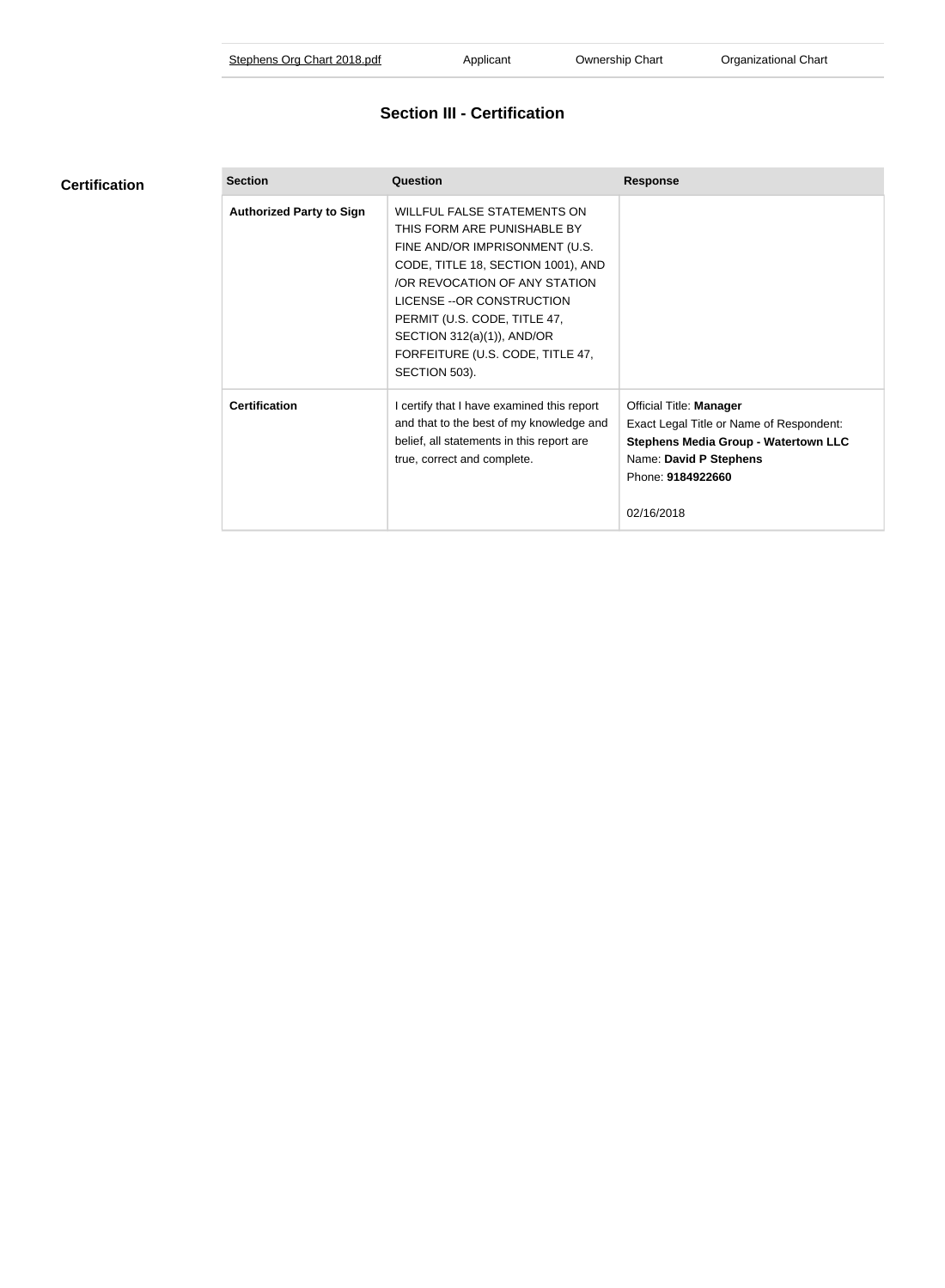| | | | |
|---|---|---|---|
| Stephens Org Chart 2018.pdf | Applicant | Ownership Chart | Organizational Chart |

## Section III - Certification

**Certification**

| Section | Question | Response |
|---|---|---|
| **Authorized Party to Sign** | WILLFUL FALSE STATEMENTS ON THIS FORM ARE PUNISHABLE BY FINE AND/OR IMPRISONMENT (U.S. CODE, TITLE 18, SECTION 1001), AND /OR REVOCATION OF ANY STATION LICENSE --OR CONSTRUCTION PERMIT (U.S. CODE, TITLE 47, SECTION 312(a)(1)), AND/OR FORFEITURE (U.S. CODE, TITLE 47, SECTION 503). | |
| **Certification** | I certify that I have examined this report and that to the best of my knowledge and belief, all statements in this report are true, correct and complete. | Official Title: **Manager**<br>Exact Legal Title or Name of Respondent: **Stephens Media Group - Watertown LLC**<br>Name: **David P Stephens**<br>Phone: **9184922660**<br><br>02/16/2018 |